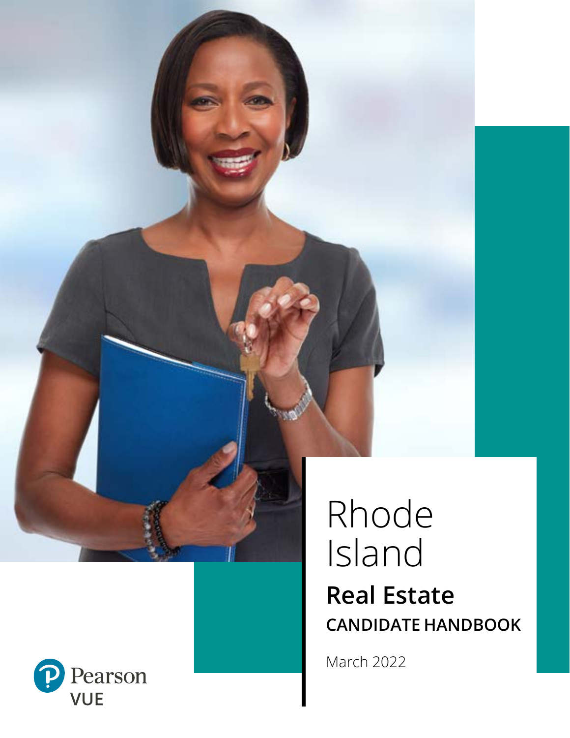# Rhode Island

## Real Estate

### CANDIDATE HANDBOOK

March 2022

Pearson VUE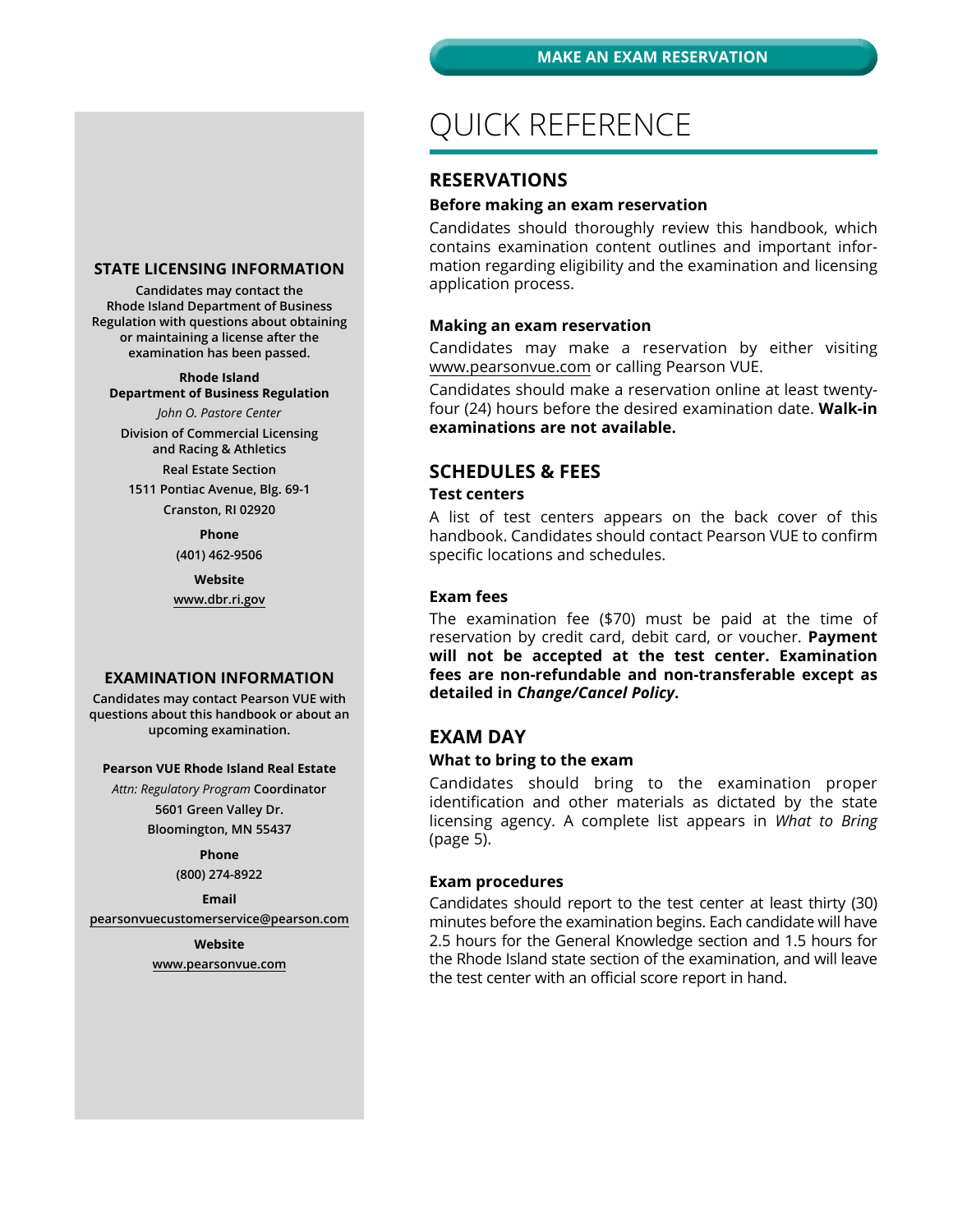## STATE LICENSING INFORMATION

**Candidates may contact the Rhode Island Department of Business Regulation with questions about obtaining or maintaining a license after the examination has been passed.**

**Rhode Island**
**Department of Business Regulation**
*John O. Pastore Center*
**Division of Commercial Licensing and Racing & Athletics**
**Real Estate Section**
**1511 Pontiac Avenue, Blg. 69-1**
**Cranston, RI 02920**

**Phone**
**(401) 462-9506**

**Website**
**www.dbr.ri.gov**

## EXAMINATION INFORMATION

**Candidates may contact Pearson VUE with questions about this handbook or about an upcoming examination.**

**Pearson VUE Rhode Island Real Estate**
*Attn: Regulatory Program* **Coordinator**
**5601 Green Valley Dr.**
**Bloomington, MN 55437**

**Phone**
**(800) 274-8922**

**Email**
**pearsonvuecustomerservice@pearson.com**

**Website**
**www.pearsonvue.com**

MAKE AN EXAM RESERVATION

# QUICK REFERENCE

## RESERVATIONS

### Before making an exam reservation

Candidates should thoroughly review this handbook, which contains examination content outlines and important information regarding eligibility and the examination and licensing application process.

### Making an exam reservation

Candidates may make a reservation by either visiting www.pearsonvue.com or calling Pearson VUE.

Candidates should make a reservation online at least twenty-four (24) hours before the desired examination date. **Walk-in examinations are not available.**

## SCHEDULES & FEES

### Test centers

A list of test centers appears on the back cover of this handbook. Candidates should contact Pearson VUE to confirm specific locations and schedules.

### Exam fees

The examination fee ($70) must be paid at the time of reservation by credit card, debit card, or voucher. **Payment will not be accepted at the test center. Examination fees are non-refundable and non-transferable except as detailed in *Change/Cancel Policy*.**

## EXAM DAY

### What to bring to the exam

Candidates should bring to the examination proper identification and other materials as dictated by the state licensing agency. A complete list appears in *What to Bring* (page 5).

### Exam procedures

Candidates should report to the test center at least thirty (30) minutes before the examination begins. Each candidate will have 2.5 hours for the General Knowledge section and 1.5 hours for the Rhode Island state section of the examination, and will leave the test center with an official score report in hand.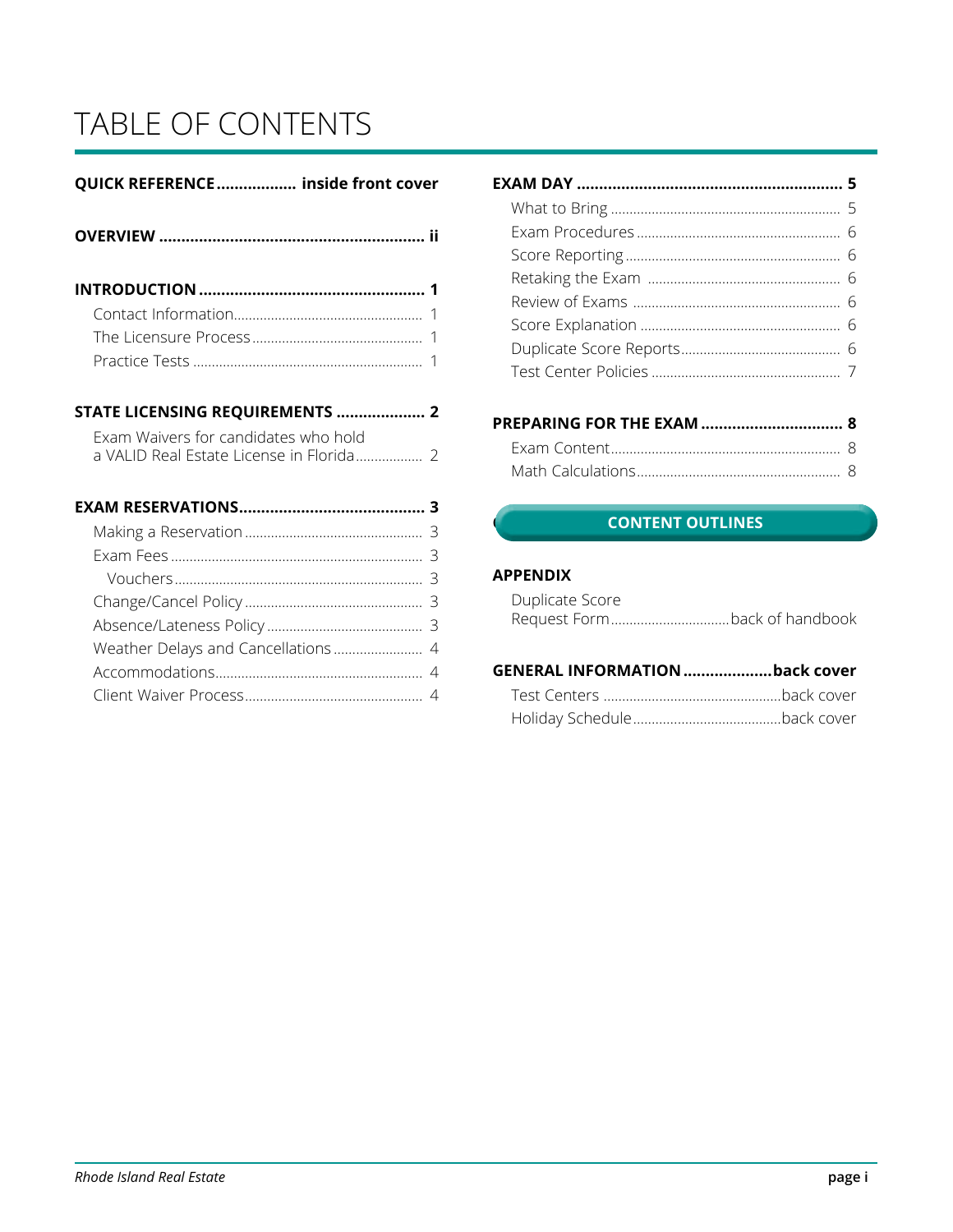# TABLE OF CONTENTS

**QUICK REFERENCE** .................. **inside front cover**

**OVERVIEW** .................................................... **ii**

**INTRODUCTION** .............................................. **1**
- Contact Information ............................................ 1
- The Licensure Process ........................................ 1
- Practice Tests ..................................................... 1

**STATE LICENSING REQUIREMENTS** .................... **2**
- Exam Waivers for candidates who hold a VALID Real Estate License in Florida .................. 2

**EXAM RESERVATIONS** ........................................ **3**
- Making a Reservation ........................................... 3
- Exam Fees ............................................................ 3
  - Vouchers ........................................................ 3
- Change/Cancel Policy ........................................... 3
- Absence/Lateness Policy ....................................... 3
- Weather Delays and Cancellations ........................ 4
- Accommodations .................................................. 4
- Client Waiver Process ........................................... 4

**EXAM DAY** ...................................................... **5**
- What to Bring ....................................................... 5
- Exam Procedures .................................................. 6
- Score Reporting .................................................... 6
- Retaking the Exam ................................................ 6
- Review of Exams ................................................... 6
- Score Explanation ................................................. 6
- Duplicate Score Reports ........................................ 6
- Test Center Policies .............................................. 7

**PREPARING FOR THE EXAM** .............................. **8**
- Exam Content ....................................................... 8
- Math Calculations ................................................. 8

**CONTENT OUTLINES**

**APPENDIX**
- Duplicate Score Request Form ................................ back of handbook

**GENERAL INFORMATION** .................... **back cover**
- Test Centers ................................................ back cover
- Holiday Schedule ......................................... back cover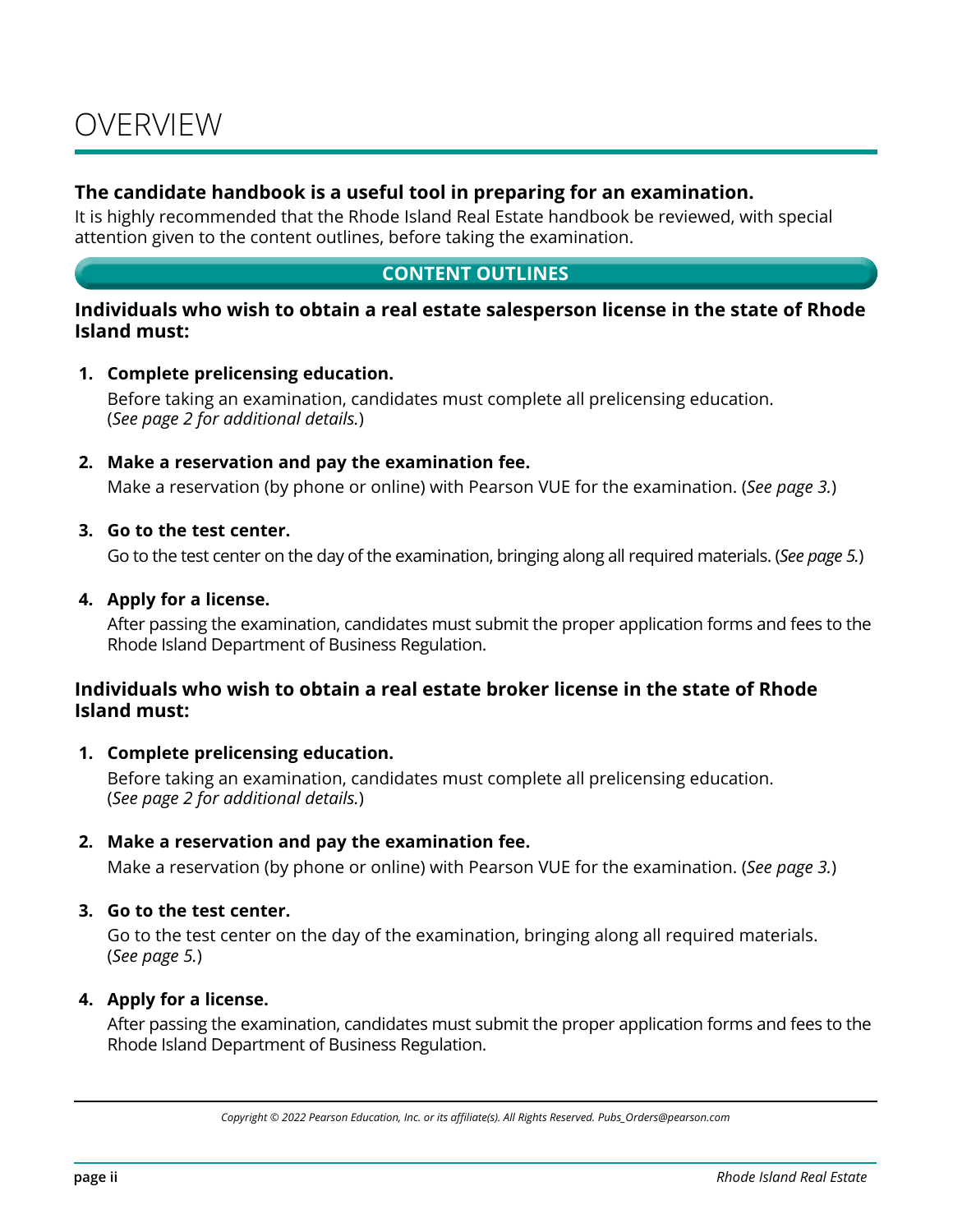# OVERVIEW

**The candidate handbook is a useful tool in preparing for an examination.**

It is highly recommended that the Rhode Island Real Estate handbook be reviewed, with special attention given to the content outlines, before taking the examination.

## CONTENT OUTLINES

### Individuals who wish to obtain a real estate salesperson license in the state of Rhode Island must:

1. **Complete prelicensing education.**
   Before taking an examination, candidates must complete all prelicensing education. (*See page 2 for additional details.*)

2. **Make a reservation and pay the examination fee.**
   Make a reservation (by phone or online) with Pearson VUE for the examination. (*See page 3.*)

3. **Go to the test center.**
   Go to the test center on the day of the examination, bringing along all required materials. (*See page 5.*)

4. **Apply for a license.**
   After passing the examination, candidates must submit the proper application forms and fees to the Rhode Island Department of Business Regulation.

### Individuals who wish to obtain a real estate broker license in the state of Rhode Island must:

1. **Complete prelicensing education.**
   Before taking an examination, candidates must complete all prelicensing education. (*See page 2 for additional details.*)

2. **Make a reservation and pay the examination fee.**
   Make a reservation (by phone or online) with Pearson VUE for the examination. (*See page 3.*)

3. **Go to the test center.**
   Go to the test center on the day of the examination, bringing along all required materials. (*See page 5.*)

4. **Apply for a license.**
   After passing the examination, candidates must submit the proper application forms and fees to the Rhode Island Department of Business Regulation.

*Copyright © 2022 Pearson Education, Inc. or its affiliate(s). All Rights Reserved. Pubs_Orders@pearson.com*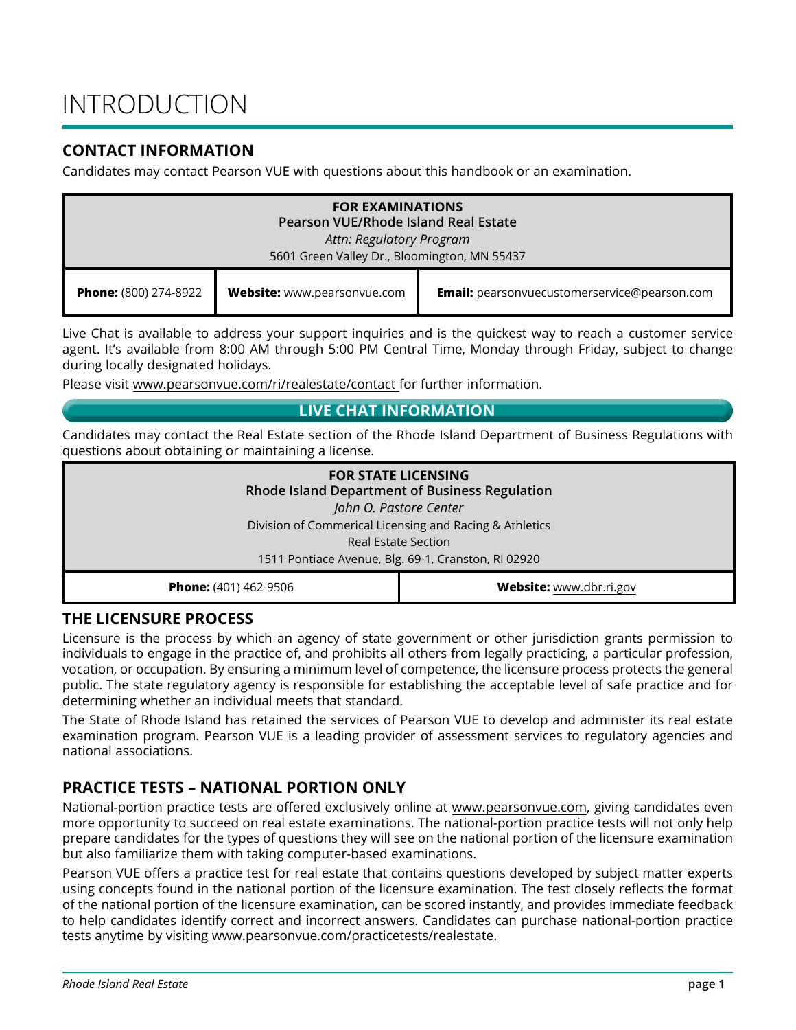# INTRODUCTION

## CONTACT INFORMATION

Candidates may contact Pearson VUE with questions about this handbook or an examination.

| **FOR EXAMINATIONS**<br>**Pearson VUE/Rhode Island Real Estate**<br>*Attn: Regulatory Program*<br>5601 Green Valley Dr., Bloomington, MN 55437 | | |
|---|---|---|
| **Phone:** (800) 274-8922 | **Website:** www.pearsonvue.com | **Email:** pearsonvuecustomerservice@pearson.com |

Live Chat is available to address your support inquiries and is the quickest way to reach a customer service agent. It's available from 8:00 AM through 5:00 PM Central Time, Monday through Friday, subject to change during locally designated holidays.

Please visit www.pearsonvue.com/ri/realestate/contact for further information.

**LIVE CHAT INFORMATION**

Candidates may contact the Real Estate section of the Rhode Island Department of Business Regulations with questions about obtaining or maintaining a license.

| **FOR STATE LICENSING**<br>**Rhode Island Department of Business Regulation**<br>*John O. Pastore Center*<br>Division of Commerical Licensing and Racing & Athletics<br>Real Estate Section<br>1511 Pontiace Avenue, Blg. 69-1, Cranston, RI 02920 | |
|---|---|
| **Phone:** (401) 462-9506 | **Website:** www.dbr.ri.gov |

## THE LICENSURE PROCESS

Licensure is the process by which an agency of state government or other jurisdiction grants permission to individuals to engage in the practice of, and prohibits all others from legally practicing, a particular profession, vocation, or occupation. By ensuring a minimum level of competence, the licensure process protects the general public. The state regulatory agency is responsible for establishing the acceptable level of safe practice and for determining whether an individual meets that standard.

The State of Rhode Island has retained the services of Pearson VUE to develop and administer its real estate examination program. Pearson VUE is a leading provider of assessment services to regulatory agencies and national associations.

## PRACTICE TESTS – NATIONAL PORTION ONLY

National-portion practice tests are offered exclusively online at www.pearsonvue.com, giving candidates even more opportunity to succeed on real estate examinations. The national-portion practice tests will not only help prepare candidates for the types of questions they will see on the national portion of the licensure examination but also familiarize them with taking computer-based examinations.

Pearson VUE offers a practice test for real estate that contains questions developed by subject matter experts using concepts found in the national portion of the licensure examination. The test closely reflects the format of the national portion of the licensure examination, can be scored instantly, and provides immediate feedback to help candidates identify correct and incorrect answers. Candidates can purchase national-portion practice tests anytime by visiting www.pearsonvue.com/practicetests/realestate.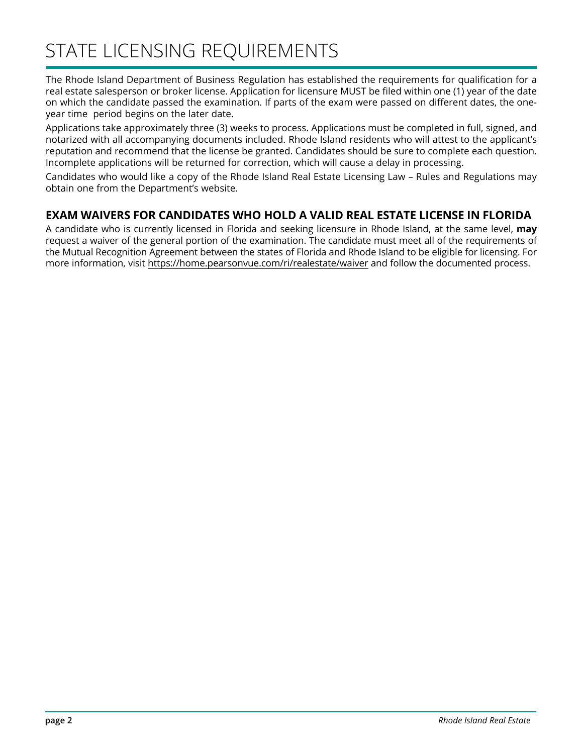# STATE LICENSING REQUIREMENTS

The Rhode Island Department of Business Regulation has established the requirements for qualification for a real estate salesperson or broker license. Application for licensure MUST be filed within one (1) year of the date on which the candidate passed the examination. If parts of the exam were passed on different dates, the one-year time period begins on the later date.

Applications take approximately three (3) weeks to process. Applications must be completed in full, signed, and notarized with all accompanying documents included. Rhode Island residents who will attest to the applicant's reputation and recommend that the license be granted. Candidates should be sure to complete each question. Incomplete applications will be returned for correction, which will cause a delay in processing.

Candidates who would like a copy of the Rhode Island Real Estate Licensing Law – Rules and Regulations may obtain one from the Department's website.

## EXAM WAIVERS FOR CANDIDATES WHO HOLD A VALID REAL ESTATE LICENSE IN FLORIDA

A candidate who is currently licensed in Florida and seeking licensure in Rhode Island, at the same level, **may** request a waiver of the general portion of the examination. The candidate must meet all of the requirements of the Mutual Recognition Agreement between the states of Florida and Rhode Island to be eligible for licensing. For more information, visit https://home.pearsonvue.com/ri/realestate/waiver and follow the documented process.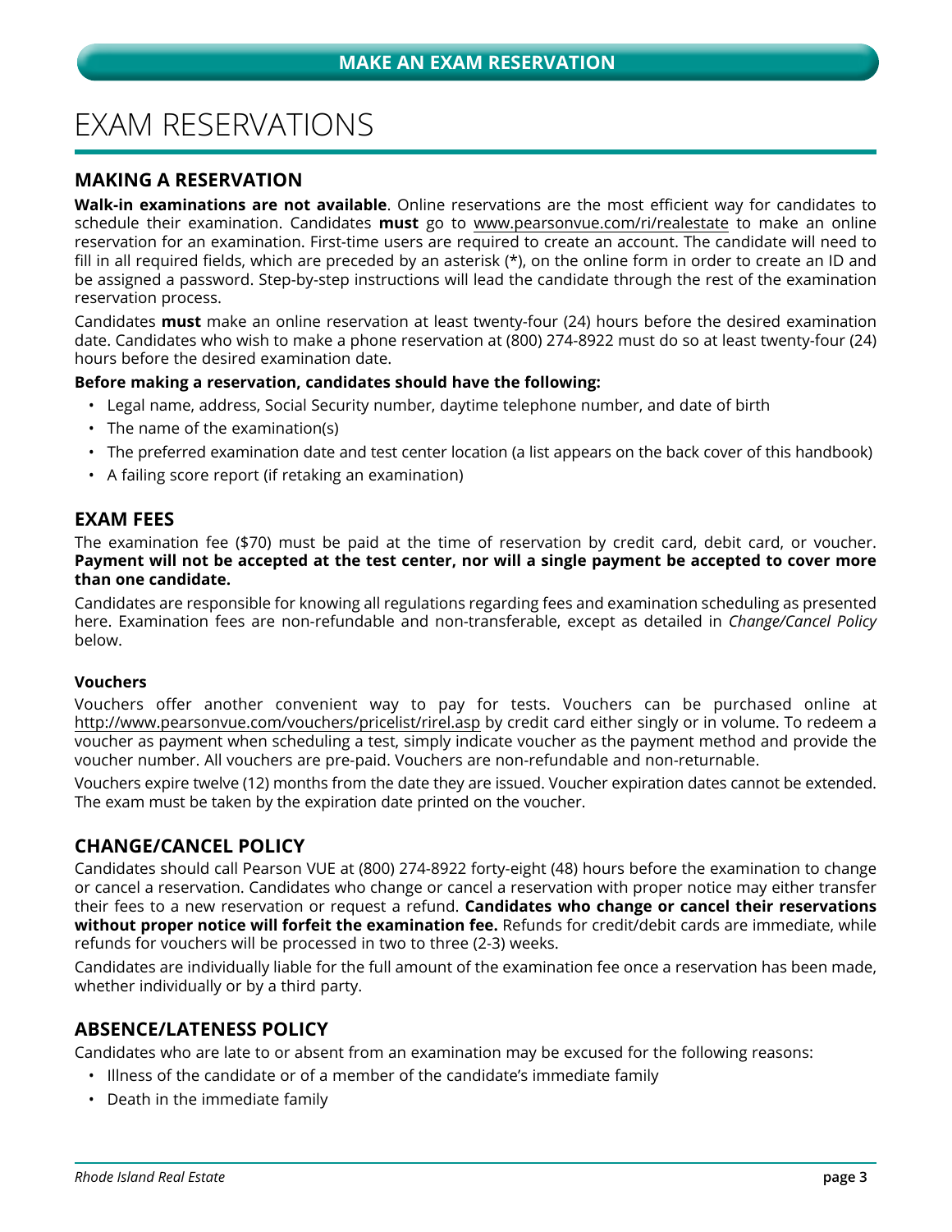## MAKE AN EXAM RESERVATION

# EXAM RESERVATIONS

## MAKING A RESERVATION

**Walk-in examinations are not available**. Online reservations are the most efficient way for candidates to schedule their examination. Candidates **must** go to www.pearsonvue.com/ri/realestate to make an online reservation for an examination. First-time users are required to create an account. The candidate will need to fill in all required fields, which are preceded by an asterisk (*), on the online form in order to create an ID and be assigned a password. Step-by-step instructions will lead the candidate through the rest of the examination reservation process.

Candidates **must** make an online reservation at least twenty-four (24) hours before the desired examination date. Candidates who wish to make a phone reservation at (800) 274-8922 must do so at least twenty-four (24) hours before the desired examination date.

**Before making a reservation, candidates should have the following:**

- Legal name, address, Social Security number, daytime telephone number, and date of birth
- The name of the examination(s)
- The preferred examination date and test center location (a list appears on the back cover of this handbook)
- A failing score report (if retaking an examination)

## EXAM FEES

The examination fee ($70) must be paid at the time of reservation by credit card, debit card, or voucher. **Payment will not be accepted at the test center, nor will a single payment be accepted to cover more than one candidate.**

Candidates are responsible for knowing all regulations regarding fees and examination scheduling as presented here. Examination fees are non-refundable and non-transferable, except as detailed in *Change/Cancel Policy* below.

### Vouchers

Vouchers offer another convenient way to pay for tests. Vouchers can be purchased online at http://www.pearsonvue.com/vouchers/pricelist/rirel.asp by credit card either singly or in volume. To redeem a voucher as payment when scheduling a test, simply indicate voucher as the payment method and provide the voucher number. All vouchers are pre-paid. Vouchers are non-refundable and non-returnable.

Vouchers expire twelve (12) months from the date they are issued. Voucher expiration dates cannot be extended. The exam must be taken by the expiration date printed on the voucher.

## CHANGE/CANCEL POLICY

Candidates should call Pearson VUE at (800) 274-8922 forty-eight (48) hours before the examination to change or cancel a reservation. Candidates who change or cancel a reservation with proper notice may either transfer their fees to a new reservation or request a refund. **Candidates who change or cancel their reservations without proper notice will forfeit the examination fee.** Refunds for credit/debit cards are immediate, while refunds for vouchers will be processed in two to three (2-3) weeks.

Candidates are individually liable for the full amount of the examination fee once a reservation has been made, whether individually or by a third party.

## ABSENCE/LATENESS POLICY

Candidates who are late to or absent from an examination may be excused for the following reasons:

- Illness of the candidate or of a member of the candidate's immediate family
- Death in the immediate family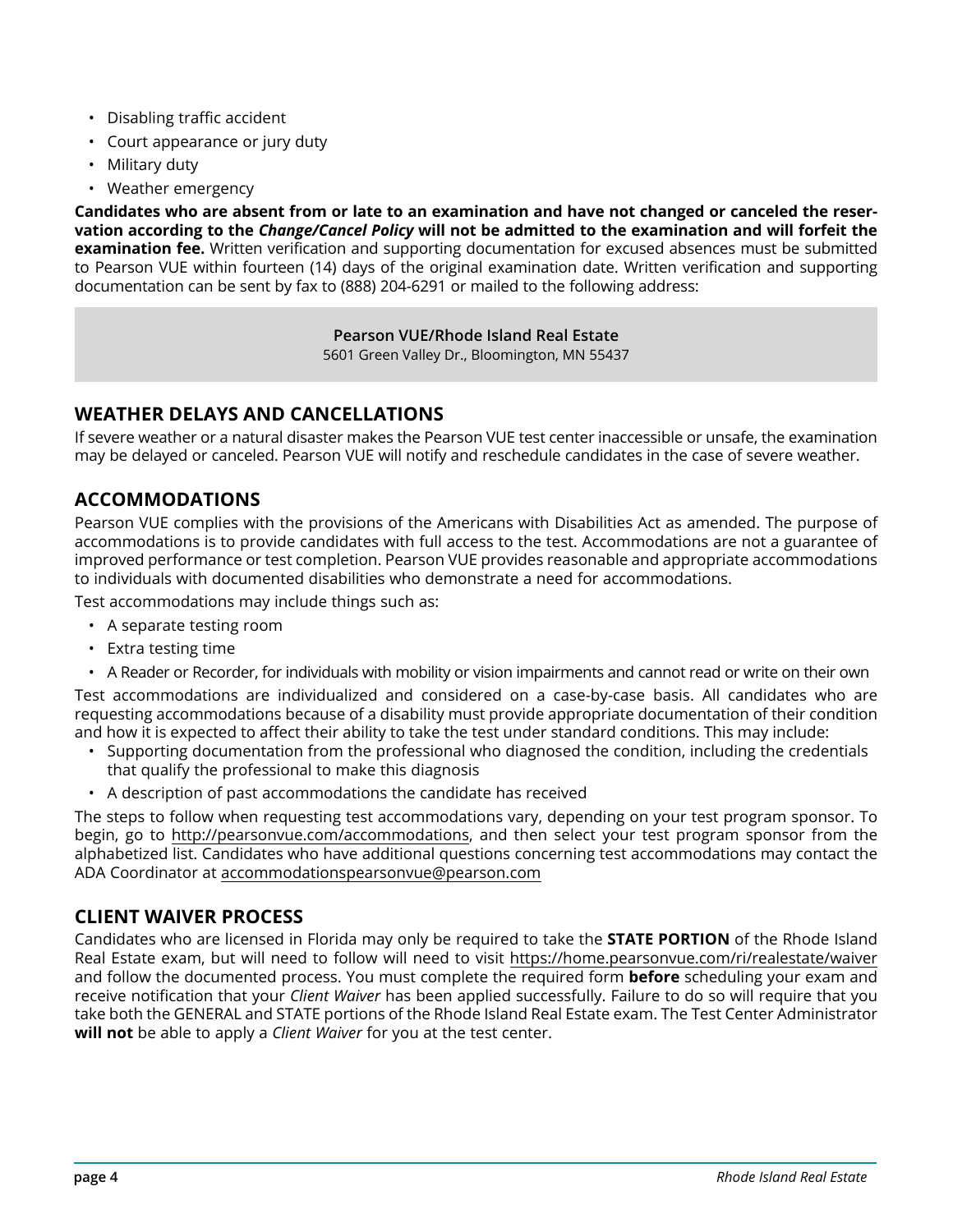- Disabling traffic accident
- Court appearance or jury duty
- Military duty
- Weather emergency

**Candidates who are absent from or late to an examination and have not changed or canceled the reservation according to the *Change/Cancel Policy* will not be admitted to the examination and will forfeit the examination fee.** Written verification and supporting documentation for excused absences must be submitted to Pearson VUE within fourteen (14) days of the original examination date. Written verification and supporting documentation can be sent by fax to (888) 204-6291 or mailed to the following address:

**Pearson VUE/Rhode Island Real Estate**
5601 Green Valley Dr., Bloomington, MN 55437

## WEATHER DELAYS AND CANCELLATIONS

If severe weather or a natural disaster makes the Pearson VUE test center inaccessible or unsafe, the examination may be delayed or canceled. Pearson VUE will notify and reschedule candidates in the case of severe weather.

## ACCOMMODATIONS

Pearson VUE complies with the provisions of the Americans with Disabilities Act as amended. The purpose of accommodations is to provide candidates with full access to the test. Accommodations are not a guarantee of improved performance or test completion. Pearson VUE provides reasonable and appropriate accommodations to individuals with documented disabilities who demonstrate a need for accommodations.

Test accommodations may include things such as:

- A separate testing room
- Extra testing time
- A Reader or Recorder, for individuals with mobility or vision impairments and cannot read or write on their own

Test accommodations are individualized and considered on a case-by-case basis. All candidates who are requesting accommodations because of a disability must provide appropriate documentation of their condition and how it is expected to affect their ability to take the test under standard conditions. This may include:

- Supporting documentation from the professional who diagnosed the condition, including the credentials that qualify the professional to make this diagnosis
- A description of past accommodations the candidate has received

The steps to follow when requesting test accommodations vary, depending on your test program sponsor. To begin, go to http://pearsonvue.com/accommodations, and then select your test program sponsor from the alphabetized list. Candidates who have additional questions concerning test accommodations may contact the ADA Coordinator at accommodationspearsonvue@pearson.com

## CLIENT WAIVER PROCESS

Candidates who are licensed in Florida may only be required to take the **STATE PORTION** of the Rhode Island Real Estate exam, but will need to follow will need to visit https://home.pearsonvue.com/ri/realestate/waiver and follow the documented process. You must complete the required form **before** scheduling your exam and receive notification that your *Client Waiver* has been applied successfully. Failure to do so will require that you take both the GENERAL and STATE portions of the Rhode Island Real Estate exam. The Test Center Administrator **will not** be able to apply a *Client Waiver* for you at the test center.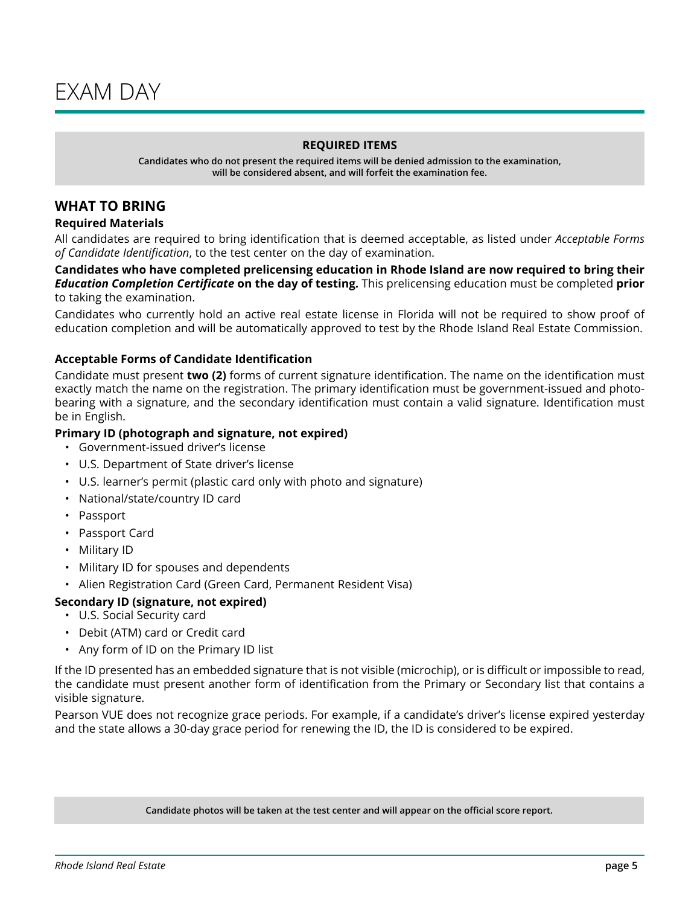# EXAM DAY

**REQUIRED ITEMS**

**Candidates who do not present the required items will be denied admission to the examination, will be considered absent, and will forfeit the examination fee.**

## WHAT TO BRING

### Required Materials

All candidates are required to bring identification that is deemed acceptable, as listed under *Acceptable Forms of Candidate Identification*, to the test center on the day of examination.

**Candidates who have completed prelicensing education in Rhode Island are now required to bring their *Education Completion Certificate* on the day of testing.** This prelicensing education must be completed **prior** to taking the examination.

Candidates who currently hold an active real estate license in Florida will not be required to show proof of education completion and will be automatically approved to test by the Rhode Island Real Estate Commission.

### Acceptable Forms of Candidate Identification

Candidate must present **two (2)** forms of current signature identification. The name on the identification must exactly match the name on the registration. The primary identification must be government-issued and photo-bearing with a signature, and the secondary identification must contain a valid signature. Identification must be in English.

**Primary ID (photograph and signature, not expired)**

- Government-issued driver's license
- U.S. Department of State driver's license
- U.S. learner's permit (plastic card only with photo and signature)
- National/state/country ID card
- Passport
- Passport Card
- Military ID
- Military ID for spouses and dependents
- Alien Registration Card (Green Card, Permanent Resident Visa)

**Secondary ID (signature, not expired)**

- U.S. Social Security card
- Debit (ATM) card or Credit card
- Any form of ID on the Primary ID list

If the ID presented has an embedded signature that is not visible (microchip), or is difficult or impossible to read, the candidate must present another form of identification from the Primary or Secondary list that contains a visible signature.

Pearson VUE does not recognize grace periods. For example, if a candidate's driver's license expired yesterday and the state allows a 30-day grace period for renewing the ID, the ID is considered to be expired.

**Candidate photos will be taken at the test center and will appear on the official score report.**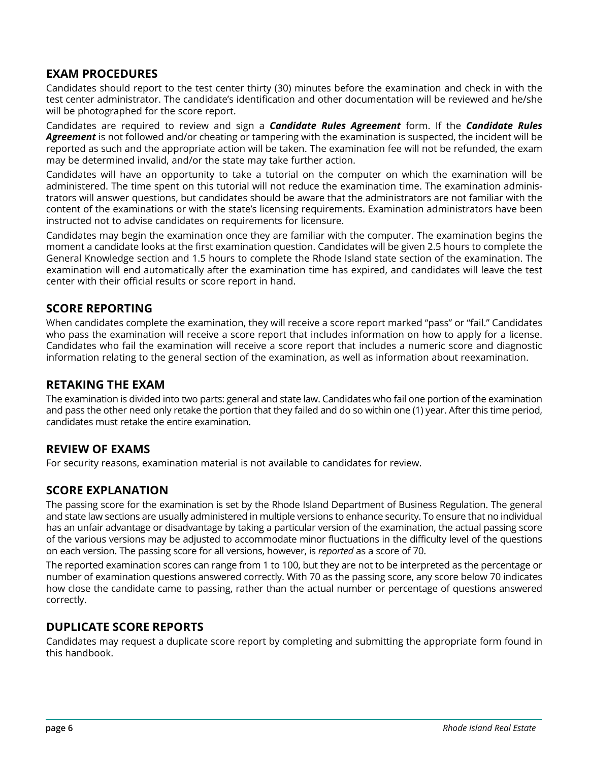## EXAM PROCEDURES

Candidates should report to the test center thirty (30) minutes before the examination and check in with the test center administrator. The candidate's identification and other documentation will be reviewed and he/she will be photographed for the score report.

Candidates are required to review and sign a ***Candidate Rules Agreement*** form. If the ***Candidate Rules Agreement*** is not followed and/or cheating or tampering with the examination is suspected, the incident will be reported as such and the appropriate action will be taken. The examination fee will not be refunded, the exam may be determined invalid, and/or the state may take further action.

Candidates will have an opportunity to take a tutorial on the computer on which the examination will be administered. The time spent on this tutorial will not reduce the examination time. The examination administrators will answer questions, but candidates should be aware that the administrators are not familiar with the content of the examinations or with the state's licensing requirements. Examination administrators have been instructed not to advise candidates on requirements for licensure.

Candidates may begin the examination once they are familiar with the computer. The examination begins the moment a candidate looks at the first examination question. Candidates will be given 2.5 hours to complete the General Knowledge section and 1.5 hours to complete the Rhode Island state section of the examination. The examination will end automatically after the examination time has expired, and candidates will leave the test center with their official results or score report in hand.

## SCORE REPORTING

When candidates complete the examination, they will receive a score report marked "pass" or "fail." Candidates who pass the examination will receive a score report that includes information on how to apply for a license. Candidates who fail the examination will receive a score report that includes a numeric score and diagnostic information relating to the general section of the examination, as well as information about reexamination.

## RETAKING THE EXAM

The examination is divided into two parts: general and state law. Candidates who fail one portion of the examination and pass the other need only retake the portion that they failed and do so within one (1) year. After this time period, candidates must retake the entire examination.

## REVIEW OF EXAMS

For security reasons, examination material is not available to candidates for review.

## SCORE EXPLANATION

The passing score for the examination is set by the Rhode Island Department of Business Regulation. The general and state law sections are usually administered in multiple versions to enhance security. To ensure that no individual has an unfair advantage or disadvantage by taking a particular version of the examination, the actual passing score of the various versions may be adjusted to accommodate minor fluctuations in the difficulty level of the questions on each version. The passing score for all versions, however, is *reported* as a score of 70.

The reported examination scores can range from 1 to 100, but they are not to be interpreted as the percentage or number of examination questions answered correctly. With 70 as the passing score, any score below 70 indicates how close the candidate came to passing, rather than the actual number or percentage of questions answered correctly.

## DUPLICATE SCORE REPORTS

Candidates may request a duplicate score report by completing and submitting the appropriate form found in this handbook.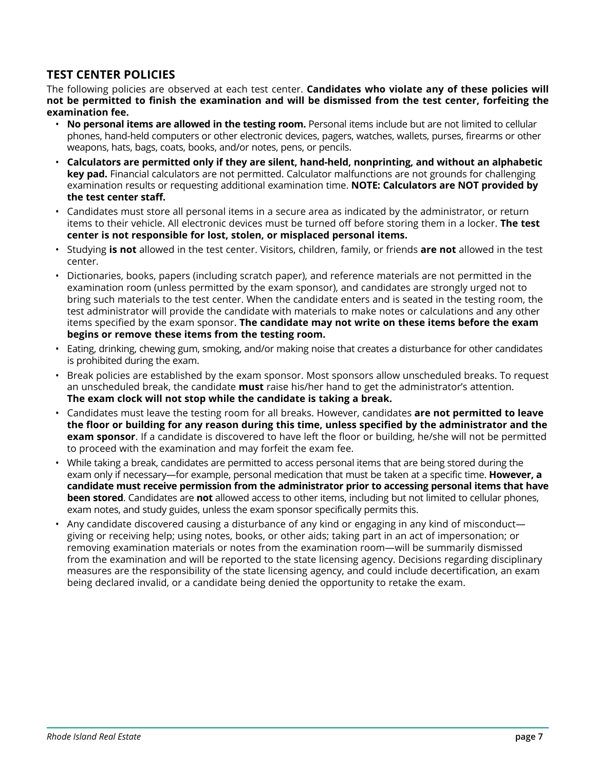## TEST CENTER POLICIES

The following policies are observed at each test center. **Candidates who violate any of these policies will not be permitted to finish the examination and will be dismissed from the test center, forfeiting the examination fee.**

- **No personal items are allowed in the testing room.** Personal items include but are not limited to cellular phones, hand-held computers or other electronic devices, pagers, watches, wallets, purses, firearms or other weapons, hats, bags, coats, books, and/or notes, pens, or pencils.
- **Calculators are permitted only if they are silent, hand-held, nonprinting, and without an alphabetic key pad.** Financial calculators are not permitted. Calculator malfunctions are not grounds for challenging examination results or requesting additional examination time. **NOTE: Calculators are NOT provided by the test center staff.**
- Candidates must store all personal items in a secure area as indicated by the administrator, or return items to their vehicle. All electronic devices must be turned off before storing them in a locker. **The test center is not responsible for lost, stolen, or misplaced personal items.**
- Studying **is not** allowed in the test center. Visitors, children, family, or friends **are not** allowed in the test center.
- Dictionaries, books, papers (including scratch paper), and reference materials are not permitted in the examination room (unless permitted by the exam sponsor), and candidates are strongly urged not to bring such materials to the test center. When the candidate enters and is seated in the testing room, the test administrator will provide the candidate with materials to make notes or calculations and any other items specified by the exam sponsor. **The candidate may not write on these items before the exam begins or remove these items from the testing room.**
- Eating, drinking, chewing gum, smoking, and/or making noise that creates a disturbance for other candidates is prohibited during the exam.
- Break policies are established by the exam sponsor. Most sponsors allow unscheduled breaks. To request an unscheduled break, the candidate **must** raise his/her hand to get the administrator's attention. **The exam clock will not stop while the candidate is taking a break.**
- Candidates must leave the testing room for all breaks. However, candidates **are not permitted to leave the floor or building for any reason during this time, unless specified by the administrator and the exam sponsor**. If a candidate is discovered to have left the floor or building, he/she will not be permitted to proceed with the examination and may forfeit the exam fee.
- While taking a break, candidates are permitted to access personal items that are being stored during the exam only if necessary—for example, personal medication that must be taken at a specific time. **However, a candidate must receive permission from the administrator prior to accessing personal items that have been stored**. Candidates are **not** allowed access to other items, including but not limited to cellular phones, exam notes, and study guides, unless the exam sponsor specifically permits this.
- Any candidate discovered causing a disturbance of any kind or engaging in any kind of misconduct—giving or receiving help; using notes, books, or other aids; taking part in an act of impersonation; or removing examination materials or notes from the examination room—will be summarily dismissed from the examination and will be reported to the state licensing agency. Decisions regarding disciplinary measures are the responsibility of the state licensing agency, and could include decertification, an exam being declared invalid, or a candidate being denied the opportunity to retake the exam.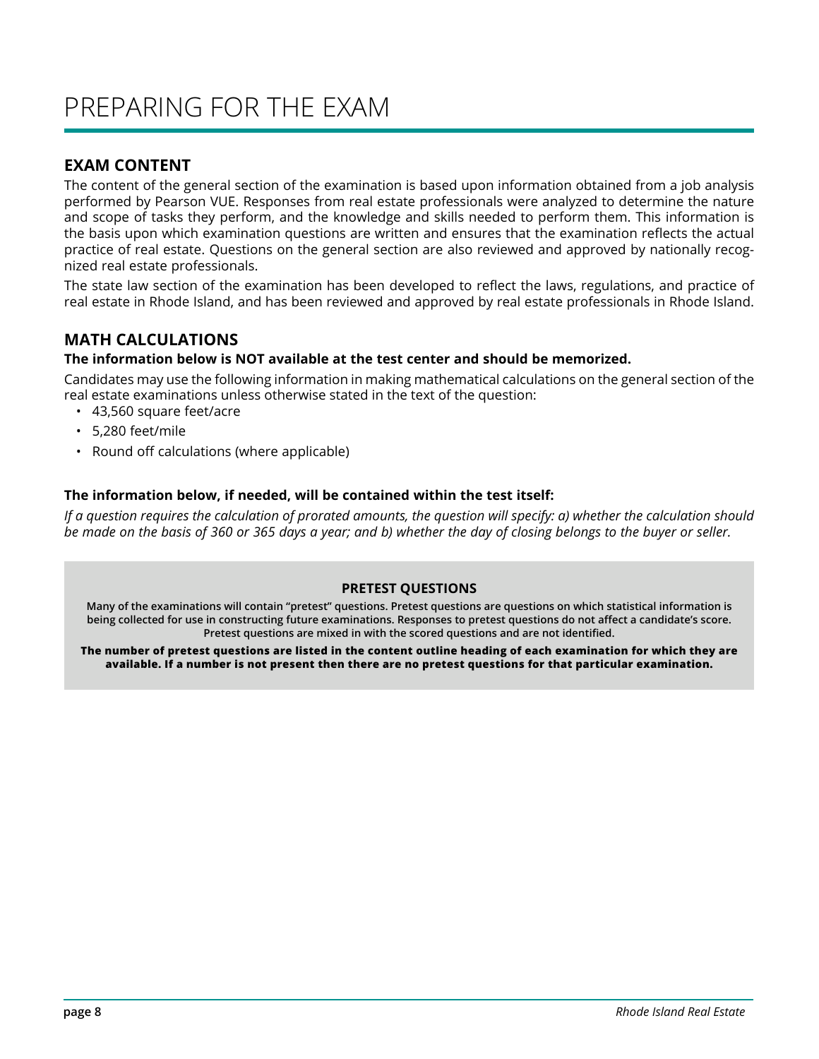# PREPARING FOR THE EXAM

## EXAM CONTENT

The content of the general section of the examination is based upon information obtained from a job analysis performed by Pearson VUE. Responses from real estate professionals were analyzed to determine the nature and scope of tasks they perform, and the knowledge and skills needed to perform them. This information is the basis upon which examination questions are written and ensures that the examination reflects the actual practice of real estate. Questions on the general section are also reviewed and approved by nationally recognized real estate professionals.

The state law section of the examination has been developed to reflect the laws, regulations, and practice of real estate in Rhode Island, and has been reviewed and approved by real estate professionals in Rhode Island.

## MATH CALCULATIONS

**The information below is NOT available at the test center and should be memorized.**

Candidates may use the following information in making mathematical calculations on the general section of the real estate examinations unless otherwise stated in the text of the question:

- 43,560 square feet/acre
- 5,280 feet/mile
- Round off calculations (where applicable)

**The information below, if needed, will be contained within the test itself:**

*If a question requires the calculation of prorated amounts, the question will specify: a) whether the calculation should be made on the basis of 360 or 365 days a year; and b) whether the day of closing belongs to the buyer or seller.*

**PRETEST QUESTIONS**

**Many of the examinations will contain "pretest" questions. Pretest questions are questions on which statistical information is being collected for use in constructing future examinations. Responses to pretest questions do not affect a candidate's score. Pretest questions are mixed in with the scored questions and are not identified.**

**The number of pretest questions are listed in the content outline heading of each examination for which they are available. If a number is not present then there are no pretest questions for that particular examination.**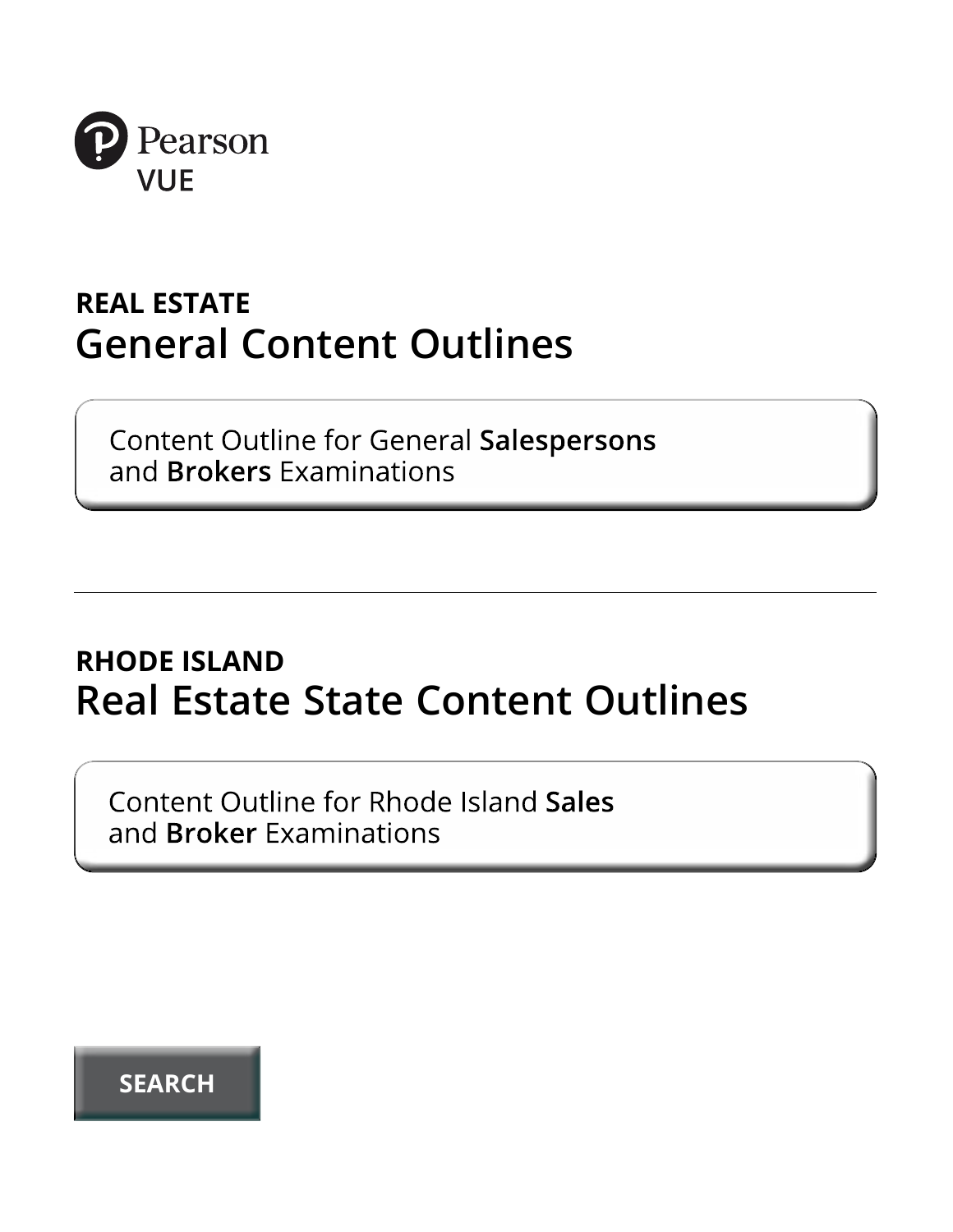Pearson VUE

**REAL ESTATE**

# General Content Outlines

Content Outline for General **Salespersons** and **Brokers** Examinations

---

**RHODE ISLAND**

# Real Estate State Content Outlines

Content Outline for Rhode Island **Sales** and **Broker** Examinations

**SEARCH**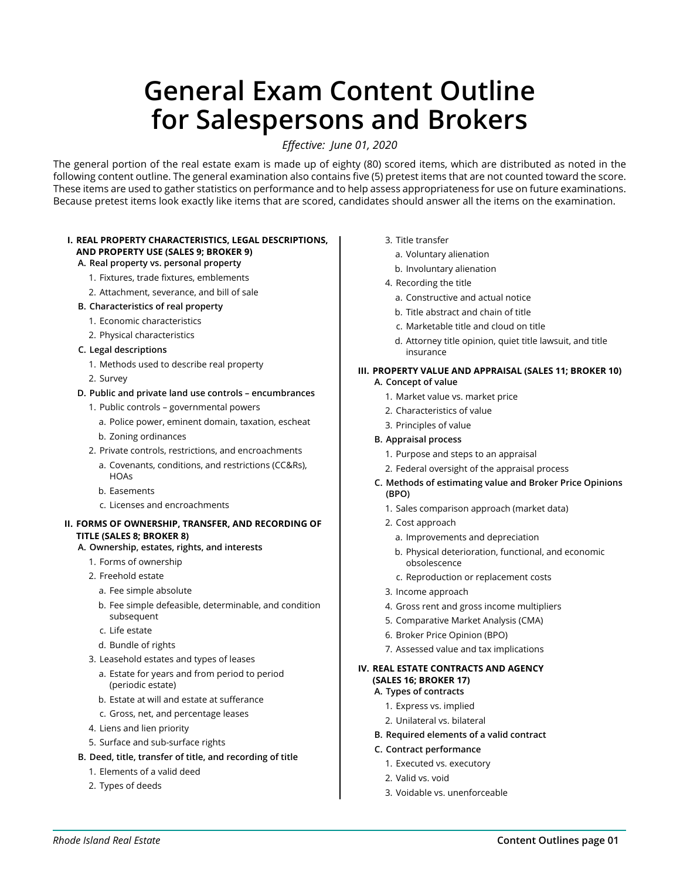# General Exam Content Outline for Salespersons and Brokers

*Effective: June 01, 2020*

The general portion of the real estate exam is made up of eighty (80) scored items, which are distributed as noted in the following content outline. The general examination also contains five (5) pretest items that are not counted toward the score. These items are used to gather statistics on performance and to help assess appropriateness for use on future examinations. Because pretest items look exactly like items that are scored, candidates should answer all the items on the examination.

**I. REAL PROPERTY CHARACTERISTICS, LEGAL DESCRIPTIONS, AND PROPERTY USE (SALES 9; BROKER 9)**

- **A. Real property vs. personal property**
  1. Fixtures, trade fixtures, emblements
  2. Attachment, severance, and bill of sale
- **B. Characteristics of real property**
  1. Economic characteristics
  2. Physical characteristics
- **C. Legal descriptions**
  1. Methods used to describe real property
  2. Survey
- **D. Public and private land use controls – encumbrances**
  1. Public controls – governmental powers
     - a. Police power, eminent domain, taxation, escheat
     - b. Zoning ordinances
  2. Private controls, restrictions, and encroachments
     - a. Covenants, conditions, and restrictions (CC&Rs), HOAs
     - b. Easements
     - c. Licenses and encroachments

**II. FORMS OF OWNERSHIP, TRANSFER, AND RECORDING OF TITLE (SALES 8; BROKER 8)**

- **A. Ownership, estates, rights, and interests**
  1. Forms of ownership
  2. Freehold estate
     - a. Fee simple absolute
     - b. Fee simple defeasible, determinable, and condition subsequent
     - c. Life estate
     - d. Bundle of rights
  3. Leasehold estates and types of leases
     - a. Estate for years and from period to period (periodic estate)
     - b. Estate at will and estate at sufferance
     - c. Gross, net, and percentage leases
  4. Liens and lien priority
  5. Surface and sub-surface rights
- **B. Deed, title, transfer of title, and recording of title**
  1. Elements of a valid deed
  2. Types of deeds
  3. Title transfer
     - a. Voluntary alienation
     - b. Involuntary alienation
  4. Recording the title
     - a. Constructive and actual notice
     - b. Title abstract and chain of title
     - c. Marketable title and cloud on title
     - d. Attorney title opinion, quiet title lawsuit, and title insurance

**III. PROPERTY VALUE AND APPRAISAL (SALES 11; BROKER 10)**

- **A. Concept of value**
  1. Market value vs. market price
  2. Characteristics of value
  3. Principles of value
- **B. Appraisal process**
  1. Purpose and steps to an appraisal
  2. Federal oversight of the appraisal process
- **C. Methods of estimating value and Broker Price Opinions (BPO)**
  1. Sales comparison approach (market data)
  2. Cost approach
     - a. Improvements and depreciation
     - b. Physical deterioration, functional, and economic obsolescence
     - c. Reproduction or replacement costs
  3. Income approach
  4. Gross rent and gross income multipliers
  5. Comparative Market Analysis (CMA)
  6. Broker Price Opinion (BPO)
  7. Assessed value and tax implications

**IV. REAL ESTATE CONTRACTS AND AGENCY (SALES 16; BROKER 17)**

- **A. Types of contracts**
  1. Express vs. implied
  2. Unilateral vs. bilateral
- **B. Required elements of a valid contract**
- **C. Contract performance**
  1. Executed vs. executory
  2. Valid vs. void
  3. Voidable vs. unenforceable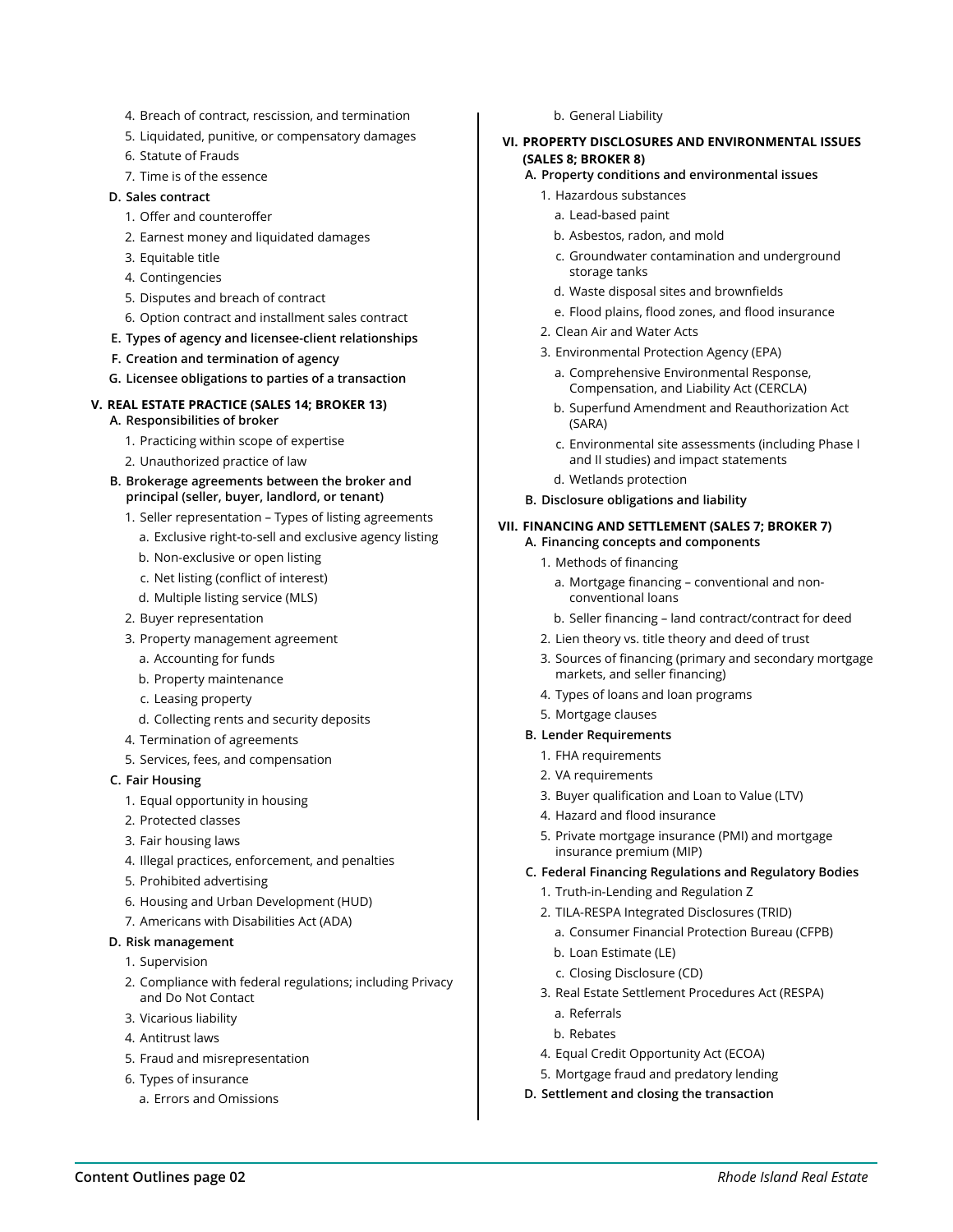4. Breach of contract, rescission, and termination
5. Liquidated, punitive, or compensatory damages
6. Statute of Frauds
7. Time is of the essence

**D. Sales contract**

1. Offer and counteroffer
2. Earnest money and liquidated damages
3. Equitable title
4. Contingencies
5. Disputes and breach of contract
6. Option contract and installment sales contract

**E. Types of agency and licensee-client relationships**

**F. Creation and termination of agency**

**G. Licensee obligations to parties of a transaction**

## V. REAL ESTATE PRACTICE (SALES 14; BROKER 13)

**A. Responsibilities of broker**

1. Practicing within scope of expertise
2. Unauthorized practice of law

**B. Brokerage agreements between the broker and principal (seller, buyer, landlord, or tenant)**

1. Seller representation – Types of listing agreements
    - a. Exclusive right-to-sell and exclusive agency listing
    - b. Non-exclusive or open listing
    - c. Net listing (conflict of interest)
    - d. Multiple listing service (MLS)
2. Buyer representation
3. Property management agreement
    - a. Accounting for funds
    - b. Property maintenance
    - c. Leasing property
    - d. Collecting rents and security deposits
4. Termination of agreements
5. Services, fees, and compensation

**C. Fair Housing**

1. Equal opportunity in housing
2. Protected classes
3. Fair housing laws
4. Illegal practices, enforcement, and penalties
5. Prohibited advertising
6. Housing and Urban Development (HUD)
7. Americans with Disabilities Act (ADA)

**D. Risk management**

1. Supervision
2. Compliance with federal regulations; including Privacy and Do Not Contact
3. Vicarious liability
4. Antitrust laws
5. Fraud and misrepresentation
6. Types of insurance
    - a. Errors and Omissions
    - b. General Liability

## VI. PROPERTY DISCLOSURES AND ENVIRONMENTAL ISSUES (SALES 8; BROKER 8)

**A. Property conditions and environmental issues**

1. Hazardous substances
    - a. Lead-based paint
    - b. Asbestos, radon, and mold
    - c. Groundwater contamination and underground storage tanks
    - d. Waste disposal sites and brownfields
    - e. Flood plains, flood zones, and flood insurance
2. Clean Air and Water Acts
3. Environmental Protection Agency (EPA)
    - a. Comprehensive Environmental Response, Compensation, and Liability Act (CERCLA)
    - b. Superfund Amendment and Reauthorization Act (SARA)
    - c. Environmental site assessments (including Phase I and II studies) and impact statements
    - d. Wetlands protection

**B. Disclosure obligations and liability**

## VII. FINANCING AND SETTLEMENT (SALES 7; BROKER 7)

**A. Financing concepts and components**

1. Methods of financing
    - a. Mortgage financing – conventional and non-conventional loans
    - b. Seller financing – land contract/contract for deed
2. Lien theory vs. title theory and deed of trust
3. Sources of financing (primary and secondary mortgage markets, and seller financing)
4. Types of loans and loan programs
5. Mortgage clauses

**B. Lender Requirements**

1. FHA requirements
2. VA requirements
3. Buyer qualification and Loan to Value (LTV)
4. Hazard and flood insurance
5. Private mortgage insurance (PMI) and mortgage insurance premium (MIP)

**C. Federal Financing Regulations and Regulatory Bodies**

1. Truth-in-Lending and Regulation Z
2. TILA-RESPA Integrated Disclosures (TRID)
    - a. Consumer Financial Protection Bureau (CFPB)
    - b. Loan Estimate (LE)
    - c. Closing Disclosure (CD)
3. Real Estate Settlement Procedures Act (RESPA)
    - a. Referrals
    - b. Rebates
4. Equal Credit Opportunity Act (ECOA)
5. Mortgage fraud and predatory lending

**D. Settlement and closing the transaction**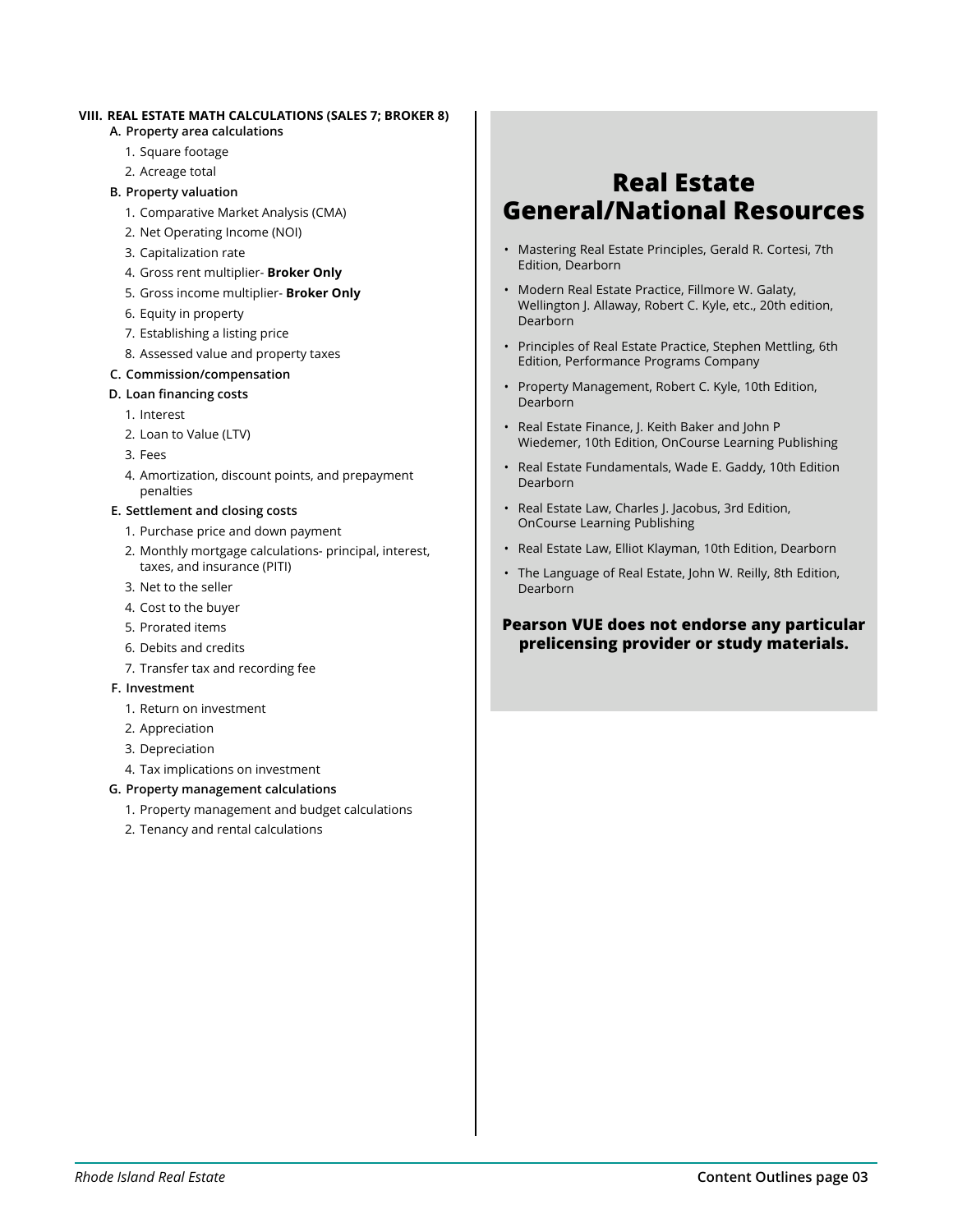### VIII. REAL ESTATE MATH CALCULATIONS (SALES 7; BROKER 8)

**A. Property area calculations**

1. Square footage
2. Acreage total

**B. Property valuation**

1. Comparative Market Analysis (CMA)
2. Net Operating Income (NOI)
3. Capitalization rate
4. Gross rent multiplier- **Broker Only**
5. Gross income multiplier- **Broker Only**
6. Equity in property
7. Establishing a listing price
8. Assessed value and property taxes

**C. Commission/compensation**

**D. Loan financing costs**

1. Interest
2. Loan to Value (LTV)
3. Fees
4. Amortization, discount points, and prepayment penalties

**E. Settlement and closing costs**

1. Purchase price and down payment
2. Monthly mortgage calculations- principal, interest, taxes, and insurance (PITI)
3. Net to the seller
4. Cost to the buyer
5. Prorated items
6. Debits and credits
7. Transfer tax and recording fee

**F. Investment**

1. Return on investment
2. Appreciation
3. Depreciation
4. Tax implications on investment

**G. Property management calculations**

1. Property management and budget calculations
2. Tenancy and rental calculations

## Real Estate General/National Resources

- Mastering Real Estate Principles, Gerald R. Cortesi, 7th Edition, Dearborn
- Modern Real Estate Practice, Fillmore W. Galaty, Wellington J. Allaway, Robert C. Kyle, etc., 20th edition, Dearborn
- Principles of Real Estate Practice, Stephen Mettling, 6th Edition, Performance Programs Company
- Property Management, Robert C. Kyle, 10th Edition, Dearborn
- Real Estate Finance, J. Keith Baker and John P Wiedemer, 10th Edition, OnCourse Learning Publishing
- Real Estate Fundamentals, Wade E. Gaddy, 10th Edition Dearborn
- Real Estate Law, Charles J. Jacobus, 3rd Edition, OnCourse Learning Publishing
- Real Estate Law, Elliot Klayman, 10th Edition, Dearborn
- The Language of Real Estate, John W. Reilly, 8th Edition, Dearborn

**Pearson VUE does not endorse any particular prelicensing provider or study materials.**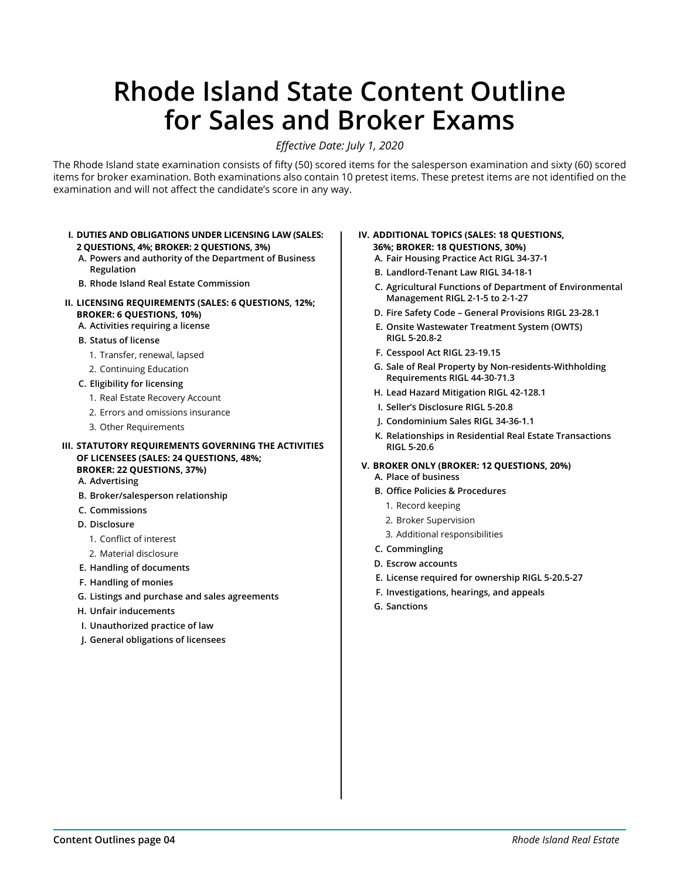# Rhode Island State Content Outline for Sales and Broker Exams

*Effective Date: July 1, 2020*

The Rhode Island state examination consists of fifty (50) scored items for the salesperson examination and sixty (60) scored items for broker examination. Both examinations also contain 10 pretest items. These pretest items are not identified on the examination and will not affect the candidate's score in any way.

**I. DUTIES AND OBLIGATIONS UNDER LICENSING LAW (SALES: 2 QUESTIONS, 4%; BROKER: 2 QUESTIONS, 3%)**

- **A. Powers and authority of the Department of Business Regulation**
- **B. Rhode Island Real Estate Commission**

**II. LICENSING REQUIREMENTS (SALES: 6 QUESTIONS, 12%; BROKER: 6 QUESTIONS, 10%)**

- **A. Activities requiring a license**
- **B. Status of license**
  1. Transfer, renewal, lapsed
  2. Continuing Education
- **C. Eligibility for licensing**
  1. Real Estate Recovery Account
  2. Errors and omissions insurance
  3. Other Requirements

**III. STATUTORY REQUIREMENTS GOVERNING THE ACTIVITIES OF LICENSEES (SALES: 24 QUESTIONS, 48%; BROKER: 22 QUESTIONS, 37%)**

- **A. Advertising**
- **B. Broker/salesperson relationship**
- **C. Commissions**
- **D. Disclosure**
  1. Conflict of interest
  2. Material disclosure
- **E. Handling of documents**
- **F. Handling of monies**
- **G. Listings and purchase and sales agreements**
- **H. Unfair inducements**
- **I. Unauthorized practice of law**
- **J. General obligations of licensees**

**IV. ADDITIONAL TOPICS (SALES: 18 QUESTIONS, 36%; BROKER: 18 QUESTIONS, 30%)**

- **A. Fair Housing Practice Act RIGL 34-37-1**
- **B. Landlord-Tenant Law RIGL 34-18-1**
- **C. Agricultural Functions of Department of Environmental Management RIGL 2-1-5 to 2-1-27**
- **D. Fire Safety Code – General Provisions RIGL 23-28.1**
- **E. Onsite Wastewater Treatment System (OWTS) RIGL 5-20.8-2**
- **F. Cesspool Act RIGL 23-19.15**
- **G. Sale of Real Property by Non-residents-Withholding Requirements RIGL 44-30-71.3**
- **H. Lead Hazard Mitigation RIGL 42-128.1**
- **I. Seller's Disclosure RIGL 5-20.8**
- **J. Condominium Sales RIGL 34-36-1.1**
- **K. Relationships in Residential Real Estate Transactions RIGL 5-20.6**

**V. BROKER ONLY (BROKER: 12 QUESTIONS, 20%)**

- **A. Place of business**
- **B. Office Policies & Procedures**
  1. Record keeping
  2. Broker Supervision
  3. Additional responsibilities
- **C. Commingling**
- **D. Escrow accounts**
- **E. License required for ownership RIGL 5-20.5-27**
- **F. Investigations, hearings, and appeals**
- **G. Sanctions**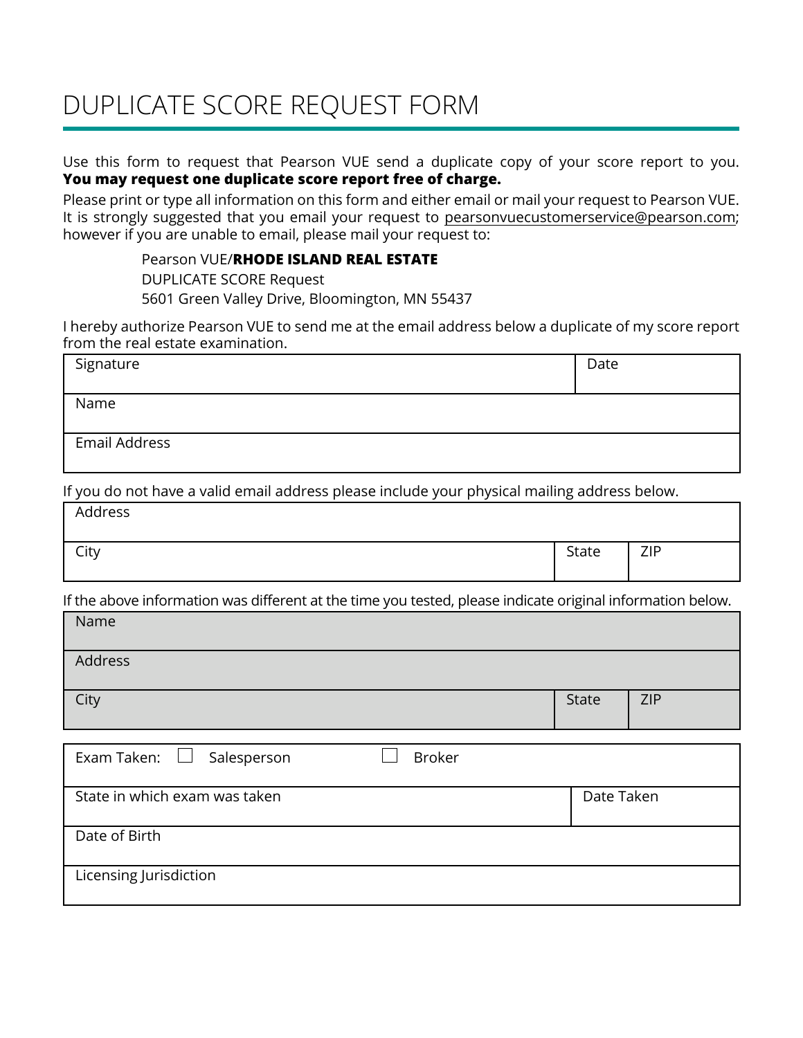# DUPLICATE SCORE REQUEST FORM

Use this form to request that Pearson VUE send a duplicate copy of your score report to you. **You may request one duplicate score report free of charge.**

Please print or type all information on this form and either email or mail your request to Pearson VUE. It is strongly suggested that you email your request to pearsonvuecustomerservice@pearson.com; however if you are unable to email, please mail your request to:

> Pearson VUE/**RHODE ISLAND REAL ESTATE**
> DUPLICATE SCORE Request
> 5601 Green Valley Drive, Bloomington, MN 55437

I hereby authorize Pearson VUE to send me at the email address below a duplicate of my score report from the real estate examination.

| Signature | Date |
|---|---|
| Name | |
| Email Address | |

If you do not have a valid email address please include your physical mailing address below.

| Address | | |
|---|---|---|
| City | State | ZIP |

If the above information was different at the time you tested, please indicate original information below.

| Name | | |
|---|---|---|
| Address | | |
| City | State | ZIP |

| Exam Taken: ☐ Salesperson ☐ Broker | |
|---|---|
| State in which exam was taken | Date Taken |
| Date of Birth | |
| Licensing Jurisdiction | |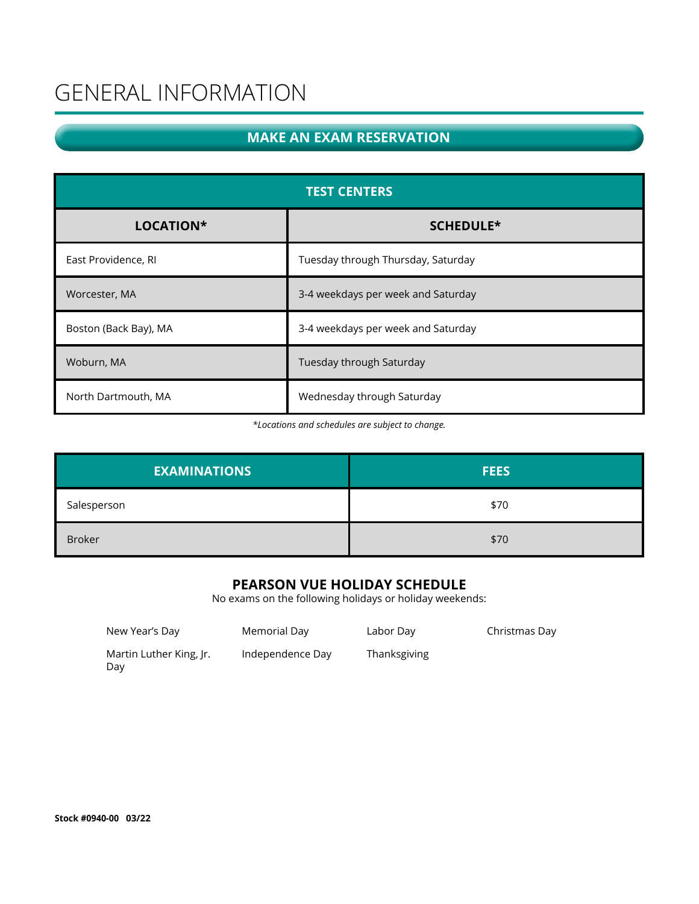# GENERAL INFORMATION

## MAKE AN EXAM RESERVATION

| TEST CENTERS | |
|---|---|
| **LOCATION*** | **SCHEDULE*** |
| East Providence, RI | Tuesday through Thursday, Saturday |
| Worcester, MA | 3-4 weekdays per week and Saturday |
| Boston (Back Bay), MA | 3-4 weekdays per week and Saturday |
| Woburn, MA | Tuesday through Saturday |
| North Dartmouth, MA | Wednesday through Saturday |

**Locations and schedules are subject to change.*

| EXAMINATIONS | FEES |
|---|---|
| Salesperson | $70 |
| Broker | $70 |

### PEARSON VUE HOLIDAY SCHEDULE

No exams on the following holidays or holiday weekends:

- New Year's Day
- Martin Luther King, Jr. Day
- Memorial Day
- Independence Day
- Labor Day
- Thanksgiving
- Christmas Day

**Stock #0940-00 03/22**